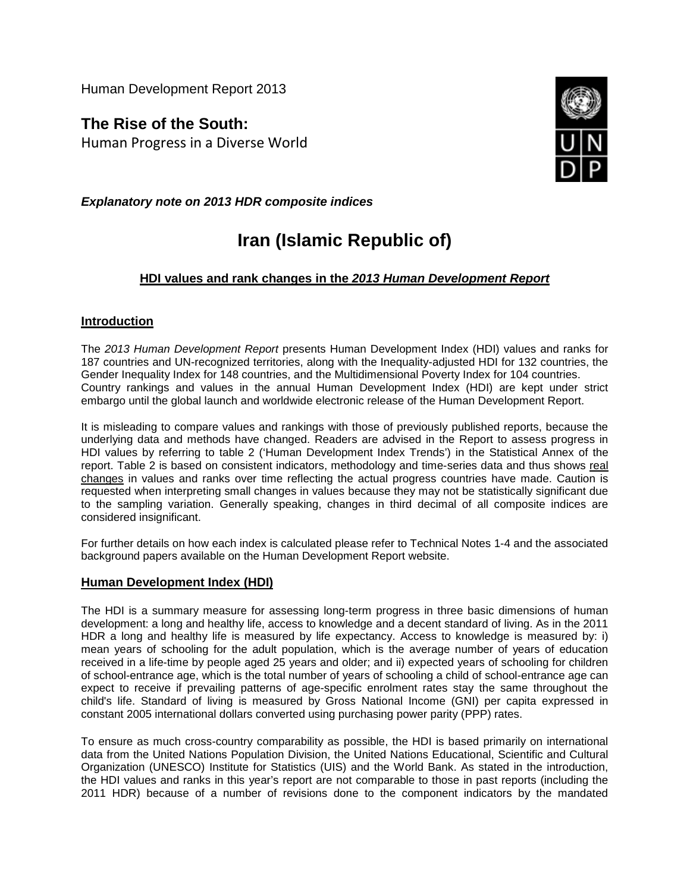Human Development Report 2013

**The Rise of the South:**
Human Progress in a Diverse World

***Explanatory note on 2013 HDR composite indices***

# Iran (Islamic Republic of)

## HDI values and rank changes in the *2013 Human Development Report*

### Introduction

The *2013 Human Development Report* presents Human Development Index (HDI) values and ranks for 187 countries and UN-recognized territories, along with the Inequality-adjusted HDI for 132 countries, the Gender Inequality Index for 148 countries, and the Multidimensional Poverty Index for 104 countries. Country rankings and values in the annual Human Development Index (HDI) are kept under strict embargo until the global launch and worldwide electronic release of the Human Development Report.

It is misleading to compare values and rankings with those of previously published reports, because the underlying data and methods have changed. Readers are advised in the Report to assess progress in HDI values by referring to table 2 ('Human Development Index Trends') in the Statistical Annex of the report. Table 2 is based on consistent indicators, methodology and time-series data and thus shows real changes in values and ranks over time reflecting the actual progress countries have made. Caution is requested when interpreting small changes in values because they may not be statistically significant due to the sampling variation. Generally speaking, changes in third decimal of all composite indices are considered insignificant.

For further details on how each index is calculated please refer to Technical Notes 1-4 and the associated background papers available on the Human Development Report website.

### Human Development Index (HDI)

The HDI is a summary measure for assessing long-term progress in three basic dimensions of human development: a long and healthy life, access to knowledge and a decent standard of living. As in the 2011 HDR a long and healthy life is measured by life expectancy. Access to knowledge is measured by: i) mean years of schooling for the adult population, which is the average number of years of education received in a life-time by people aged 25 years and older; and ii) expected years of schooling for children of school-entrance age, which is the total number of years of schooling a child of school-entrance age can expect to receive if prevailing patterns of age-specific enrolment rates stay the same throughout the child's life. Standard of living is measured by Gross National Income (GNI) per capita expressed in constant 2005 international dollars converted using purchasing power parity (PPP) rates.

To ensure as much cross-country comparability as possible, the HDI is based primarily on international data from the United Nations Population Division, the United Nations Educational, Scientific and Cultural Organization (UNESCO) Institute for Statistics (UIS) and the World Bank. As stated in the introduction, the HDI values and ranks in this year's report are not comparable to those in past reports (including the 2011 HDR) because of a number of revisions done to the component indicators by the mandated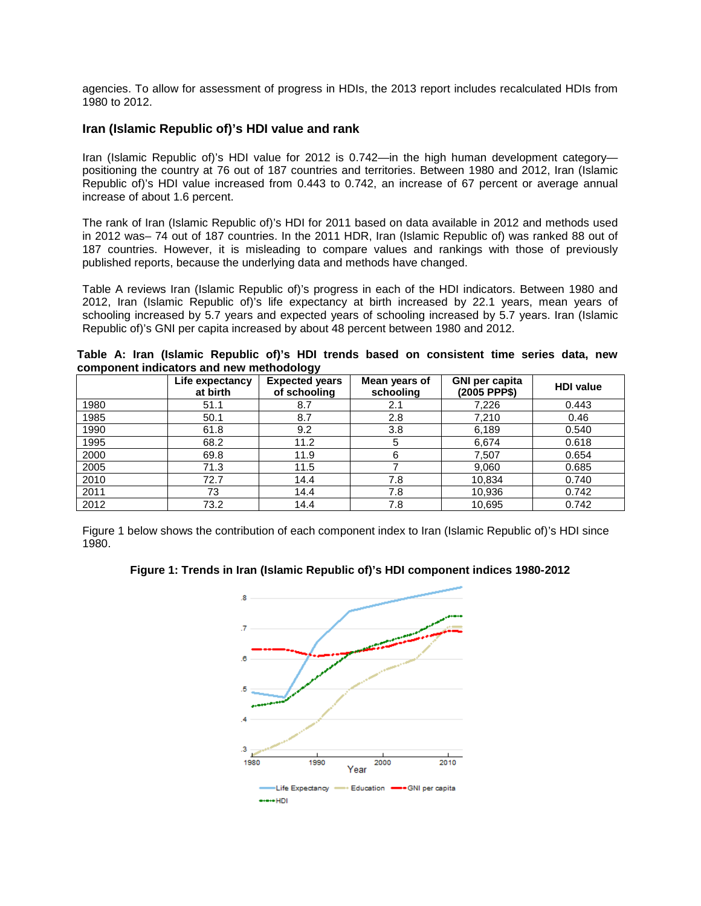agencies. To allow for assessment of progress in HDIs, the 2013 report includes recalculated HDIs from 1980 to 2012.

### Iran (Islamic Republic of)'s HDI value and rank

Iran (Islamic Republic of)'s HDI value for 2012 is 0.742—in the high human development category—positioning the country at 76 out of 187 countries and territories. Between 1980 and 2012, Iran (Islamic Republic of)'s HDI value increased from 0.443 to 0.742, an increase of 67 percent or average annual increase of about 1.6 percent.

The rank of Iran (Islamic Republic of)'s HDI for 2011 based on data available in 2012 and methods used in 2012 was– 74 out of 187 countries. In the 2011 HDR, Iran (Islamic Republic of) was ranked 88 out of 187 countries. However, it is misleading to compare values and rankings with those of previously published reports, because the underlying data and methods have changed.

Table A reviews Iran (Islamic Republic of)'s progress in each of the HDI indicators. Between 1980 and 2012, Iran (Islamic Republic of)'s life expectancy at birth increased by 22.1 years, mean years of schooling increased by 5.7 years and expected years of schooling increased by 5.7 years. Iran (Islamic Republic of)'s GNI per capita increased by about 48 percent between 1980 and 2012.

**Table A: Iran (Islamic Republic of)'s HDI trends based on consistent time series data, new component indicators and new methodology**

| | Life expectancy at birth | Expected years of schooling | Mean years of schooling | GNI per capita (2005 PPP$) | HDI value |
|---|---|---|---|---|---|
| 1980 | 51.1 | 8.7 | 2.1 | 7,226 | 0.443 |
| 1985 | 50.1 | 8.7 | 2.8 | 7,210 | 0.46 |
| 1990 | 61.8 | 9.2 | 3.8 | 6,189 | 0.540 |
| 1995 | 68.2 | 11.2 | 5 | 6,674 | 0.618 |
| 2000 | 69.8 | 11.9 | 6 | 7,507 | 0.654 |
| 2005 | 71.3 | 11.5 | 7 | 9,060 | 0.685 |
| 2010 | 72.7 | 14.4 | 7.8 | 10,834 | 0.740 |
| 2011 | 73 | 14.4 | 7.8 | 10,936 | 0.742 |
| 2012 | 73.2 | 14.4 | 7.8 | 10,695 | 0.742 |

Figure 1 below shows the contribution of each component index to Iran (Islamic Republic of)'s HDI since 1980.

**Figure 1: Trends in Iran (Islamic Republic of)'s HDI component indices 1980-2012**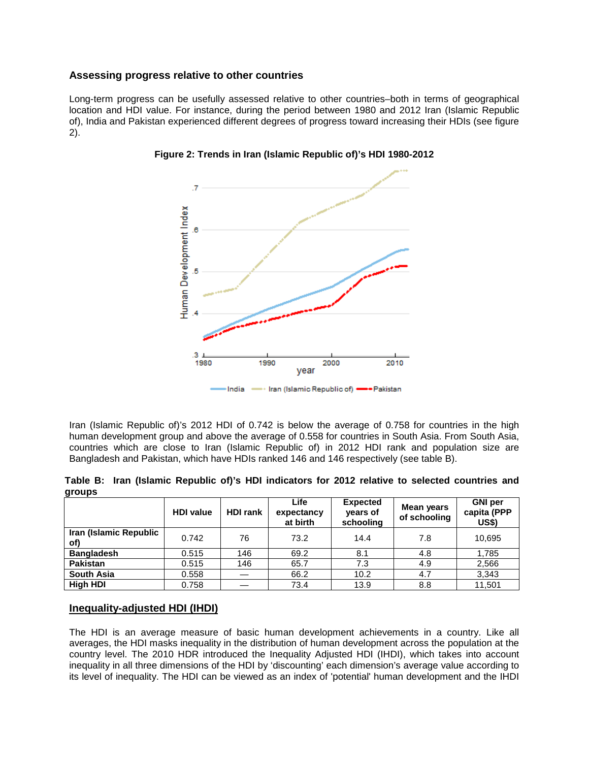### Assessing progress relative to other countries

Long-term progress can be usefully assessed relative to other countries–both in terms of geographical location and HDI value. For instance, during the period between 1980 and 2012 Iran (Islamic Republic of), India and Pakistan experienced different degrees of progress toward increasing their HDIs (see figure 2).

**Figure 2: Trends in Iran (Islamic Republic of)'s HDI 1980-2012**

Iran (Islamic Republic of)'s 2012 HDI of 0.742 is below the average of 0.758 for countries in the high human development group and above the average of 0.558 for countries in South Asia. From South Asia, countries which are close to Iran (Islamic Republic of) in 2012 HDI rank and population size are Bangladesh and Pakistan, which have HDIs ranked 146 and 146 respectively (see table B).

**Table B: Iran (Islamic Republic of)'s HDI indicators for 2012 relative to selected countries and groups**

| | HDI value | HDI rank | Life expectancy at birth | Expected years of schooling | Mean years of schooling | GNI per capita (PPP US$) |
|---|---|---|---|---|---|---|
| **Iran (Islamic Republic of)** | 0.742 | 76 | 73.2 | 14.4 | 7.8 | 10,695 |
| **Bangladesh** | 0.515 | 146 | 69.2 | 8.1 | 4.8 | 1,785 |
| **Pakistan** | 0.515 | 146 | 65.7 | 7.3 | 4.9 | 2,566 |
| **South Asia** | 0.558 | — | 66.2 | 10.2 | 4.7 | 3,343 |
| **High HDI** | 0.758 | — | 73.4 | 13.9 | 8.8 | 11,501 |

## Inequality-adjusted HDI (IHDI)

The HDI is an average measure of basic human development achievements in a country. Like all averages, the HDI masks inequality in the distribution of human development across the population at the country level. The 2010 HDR introduced the Inequality Adjusted HDI (IHDI), which takes into account inequality in all three dimensions of the HDI by 'discounting' each dimension's average value according to its level of inequality. The HDI can be viewed as an index of 'potential' human development and the IHDI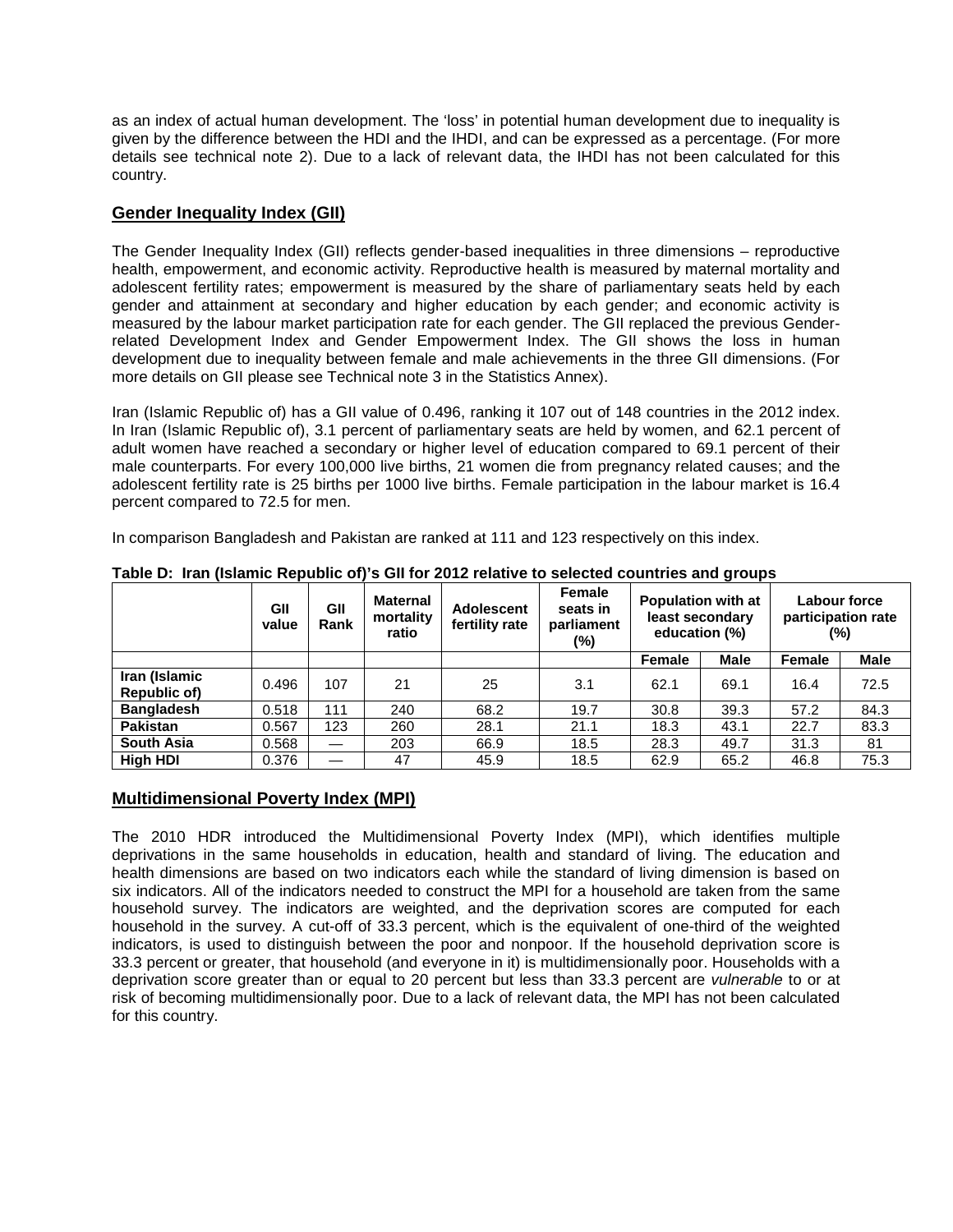as an index of actual human development. The 'loss' in potential human development due to inequality is given by the difference between the HDI and the IHDI, and can be expressed as a percentage. (For more details see technical note 2). Due to a lack of relevant data, the IHDI has not been calculated for this country.

## Gender Inequality Index (GII)

The Gender Inequality Index (GII) reflects gender-based inequalities in three dimensions – reproductive health, empowerment, and economic activity. Reproductive health is measured by maternal mortality and adolescent fertility rates; empowerment is measured by the share of parliamentary seats held by each gender and attainment at secondary and higher education by each gender; and economic activity is measured by the labour market participation rate for each gender. The GII replaced the previous Gender-related Development Index and Gender Empowerment Index. The GII shows the loss in human development due to inequality between female and male achievements in the three GII dimensions. (For more details on GII please see Technical note 3 in the Statistics Annex).

Iran (Islamic Republic of) has a GII value of 0.496, ranking it 107 out of 148 countries in the 2012 index. In Iran (Islamic Republic of), 3.1 percent of parliamentary seats are held by women, and 62.1 percent of adult women have reached a secondary or higher level of education compared to 69.1 percent of their male counterparts. For every 100,000 live births, 21 women die from pregnancy related causes; and the adolescent fertility rate is 25 births per 1000 live births. Female participation in the labour market is 16.4 percent compared to 72.5 for men.

In comparison Bangladesh and Pakistan are ranked at 111 and 123 respectively on this index.

**Table D: Iran (Islamic Republic of)'s GII for 2012 relative to selected countries and groups**

| | GII value | GII Rank | Maternal mortality ratio | Adolescent fertility rate | Female seats in parliament (%) | Population with at least secondary education (%) | | Labour force participation rate (%) | |
|---|---|---|---|---|---|---|---|---|---|
| | | | | | | Female | Male | Female | Male |
| **Iran (Islamic Republic of)** | 0.496 | 107 | 21 | 25 | 3.1 | 62.1 | 69.1 | 16.4 | 72.5 |
| **Bangladesh** | 0.518 | 111 | 240 | 68.2 | 19.7 | 30.8 | 39.3 | 57.2 | 84.3 |
| **Pakistan** | 0.567 | 123 | 260 | 28.1 | 21.1 | 18.3 | 43.1 | 22.7 | 83.3 |
| **South Asia** | 0.568 | — | 203 | 66.9 | 18.5 | 28.3 | 49.7 | 31.3 | 81 |
| **High HDI** | 0.376 | — | 47 | 45.9 | 18.5 | 62.9 | 65.2 | 46.8 | 75.3 |

## Multidimensional Poverty Index (MPI)

The 2010 HDR introduced the Multidimensional Poverty Index (MPI), which identifies multiple deprivations in the same households in education, health and standard of living. The education and health dimensions are based on two indicators each while the standard of living dimension is based on six indicators. All of the indicators needed to construct the MPI for a household are taken from the same household survey. The indicators are weighted, and the deprivation scores are computed for each household in the survey. A cut-off of 33.3 percent, which is the equivalent of one-third of the weighted indicators, is used to distinguish between the poor and nonpoor. If the household deprivation score is 33.3 percent or greater, that household (and everyone in it) is multidimensionally poor. Households with a deprivation score greater than or equal to 20 percent but less than 33.3 percent are *vulnerable* to or at risk of becoming multidimensionally poor. Due to a lack of relevant data, the MPI has not been calculated for this country.